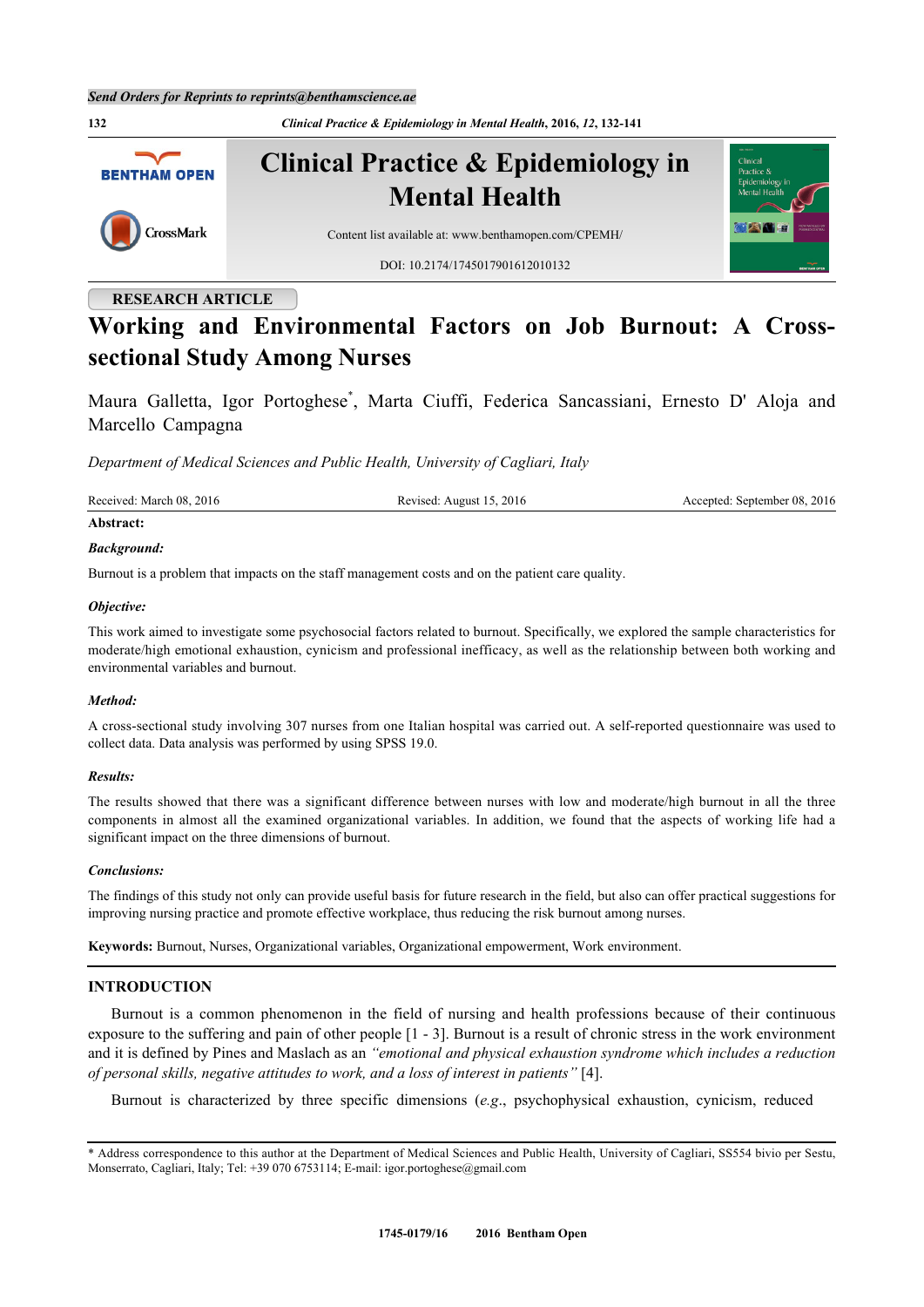RESEARCH ARTICLE

# Working and Environmental Factors on Job Burnout: A Cross-sectional Study Among Nurses

Maura Galletta, Igor Portoghese*, Marta Ciuffi, Federica Sancassiani, Ernesto D' Aloja and Marcello Campagna

*Department of Medical Sciences and Public Health, University of Cagliari, Italy*

Received: March 08, 2016 | Revised: August 15, 2016 | Accepted: September 08, 2016

**Abstract:**

***Background:***

Burnout is a problem that impacts on the staff management costs and on the patient care quality.

***Objective:***

This work aimed to investigate some psychosocial factors related to burnout. Specifically, we explored the sample characteristics for moderate/high emotional exhaustion, cynicism and professional inefficacy, as well as the relationship between both working and environmental variables and burnout.

***Method:***

A cross-sectional study involving 307 nurses from one Italian hospital was carried out. A self-reported questionnaire was used to collect data. Data analysis was performed by using SPSS 19.0.

***Results:***

The results showed that there was a significant difference between nurses with low and moderate/high burnout in all the three components in almost all the examined organizational variables. In addition, we found that the aspects of working life had a significant impact on the three dimensions of burnout.

***Conclusions:***

The findings of this study not only can provide useful basis for future research in the field, but also can offer practical suggestions for improving nursing practice and promote effective workplace, thus reducing the risk burnout among nurses.

**Keywords:** Burnout, Nurses, Organizational variables, Organizational empowerment, Work environment.

## INTRODUCTION

Burnout is a common phenomenon in the field of nursing and health professions because of their continuous exposure to the suffering and pain of other people [1 - 3]. Burnout is a result of chronic stress in the work environment and it is defined by Pines and Maslach as an *"emotional and physical exhaustion syndrome which includes a reduction of personal skills, negative attitudes to work, and a loss of interest in patients"* [4].

Burnout is characterized by three specific dimensions (*e.g.*, psychophysical exhaustion, cynicism, reduced

---

* Address correspondence to this author at the Department of Medical Sciences and Public Health, University of Cagliari, SS554 bivio per Sestu, Monserrato, Cagliari, Italy; Tel: +39 070 6753114; E-mail: igor.portoghese@gmail.com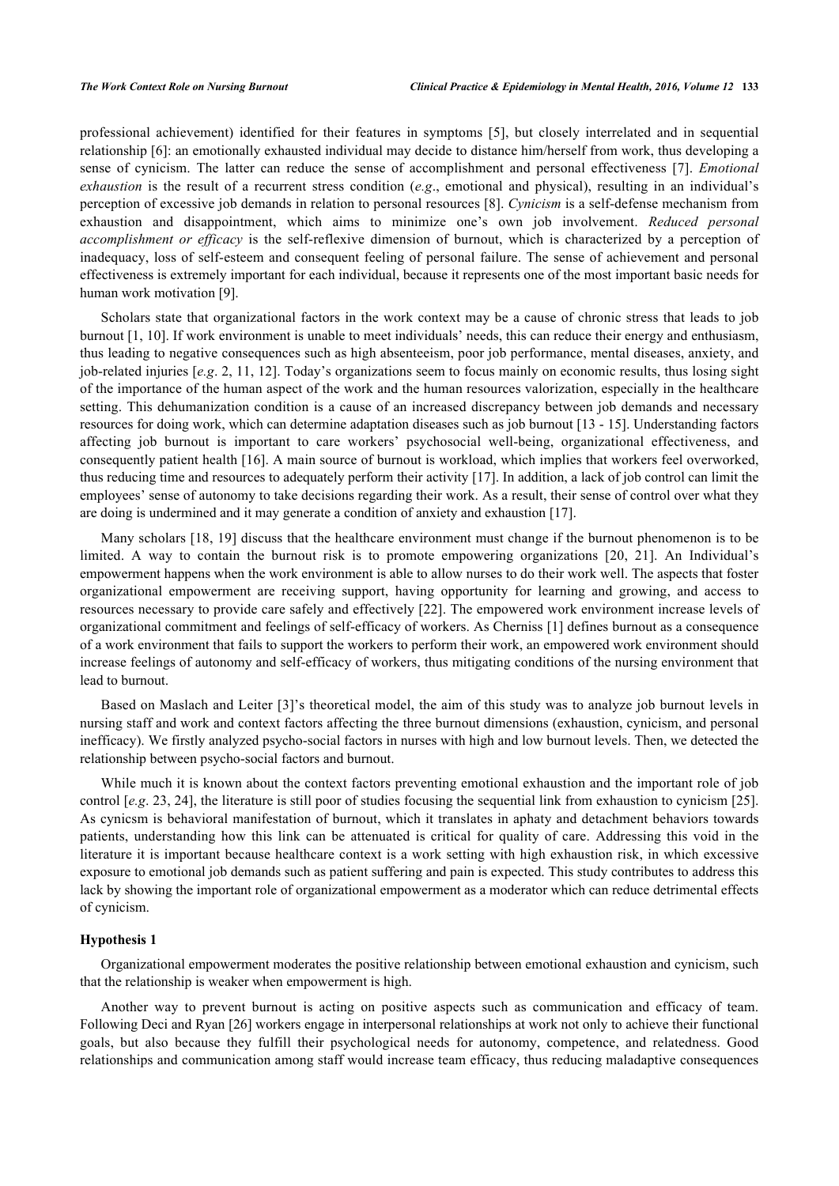professional achievement) identified for their features in symptoms [5], but closely interrelated and in sequential relationship [6]: an emotionally exhausted individual may decide to distance him/herself from work, thus developing a sense of cynicism. The latter can reduce the sense of accomplishment and personal effectiveness [7]. *Emotional exhaustion* is the result of a recurrent stress condition (*e.g*., emotional and physical), resulting in an individual's perception of excessive job demands in relation to personal resources [8]. *Cynicism* is a self-defense mechanism from exhaustion and disappointment, which aims to minimize one's own job involvement. *Reduced personal accomplishment or efficacy* is the self-reflexive dimension of burnout, which is characterized by a perception of inadequacy, loss of self-esteem and consequent feeling of personal failure. The sense of achievement and personal effectiveness is extremely important for each individual, because it represents one of the most important basic needs for human work motivation [9].

Scholars state that organizational factors in the work context may be a cause of chronic stress that leads to job burnout [1, 10]. If work environment is unable to meet individuals' needs, this can reduce their energy and enthusiasm, thus leading to negative consequences such as high absenteeism, poor job performance, mental diseases, anxiety, and job-related injuries [*e.g*. 2, 11, 12]. Today's organizations seem to focus mainly on economic results, thus losing sight of the importance of the human aspect of the work and the human resources valorization, especially in the healthcare setting. This dehumanization condition is a cause of an increased discrepancy between job demands and necessary resources for doing work, which can determine adaptation diseases such as job burnout [13 - 15]. Understanding factors affecting job burnout is important to care workers' psychosocial well-being, organizational effectiveness, and consequently patient health [16]. A main source of burnout is workload, which implies that workers feel overworked, thus reducing time and resources to adequately perform their activity [17]. In addition, a lack of job control can limit the employees' sense of autonomy to take decisions regarding their work. As a result, their sense of control over what they are doing is undermined and it may generate a condition of anxiety and exhaustion [17].

Many scholars [18, 19] discuss that the healthcare environment must change if the burnout phenomenon is to be limited. A way to contain the burnout risk is to promote empowering organizations [20, 21]. An Individual's empowerment happens when the work environment is able to allow nurses to do their work well. The aspects that foster organizational empowerment are receiving support, having opportunity for learning and growing, and access to resources necessary to provide care safely and effectively [22]. The empowered work environment increase levels of organizational commitment and feelings of self-efficacy of workers. As Cherniss [1] defines burnout as a consequence of a work environment that fails to support the workers to perform their work, an empowered work environment should increase feelings of autonomy and self-efficacy of workers, thus mitigating conditions of the nursing environment that lead to burnout.

Based on Maslach and Leiter [3]'s theoretical model, the aim of this study was to analyze job burnout levels in nursing staff and work and context factors affecting the three burnout dimensions (exhaustion, cynicism, and personal inefficacy). We firstly analyzed psycho-social factors in nurses with high and low burnout levels. Then, we detected the relationship between psycho-social factors and burnout.

While much it is known about the context factors preventing emotional exhaustion and the important role of job control [*e.g*. 23, 24], the literature is still poor of studies focusing the sequential link from exhaustion to cynicism [25]. As cynicsm is behavioral manifestation of burnout, which it translates in aphaty and detachment behaviors towards patients, understanding how this link can be attenuated is critical for quality of care. Addressing this void in the literature it is important because healthcare context is a work setting with high exhaustion risk, in which excessive exposure to emotional job demands such as patient suffering and pain is expected. This study contributes to address this lack by showing the important role of organizational empowerment as a moderator which can reduce detrimental effects of cynicism.

#### Hypothesis 1

Organizational empowerment moderates the positive relationship between emotional exhaustion and cynicism, such that the relationship is weaker when empowerment is high.

Another way to prevent burnout is acting on positive aspects such as communication and efficacy of team. Following Deci and Ryan [26] workers engage in interpersonal relationships at work not only to achieve their functional goals, but also because they fulfill their psychological needs for autonomy, competence, and relatedness. Good relationships and communication among staff would increase team efficacy, thus reducing maladaptive consequences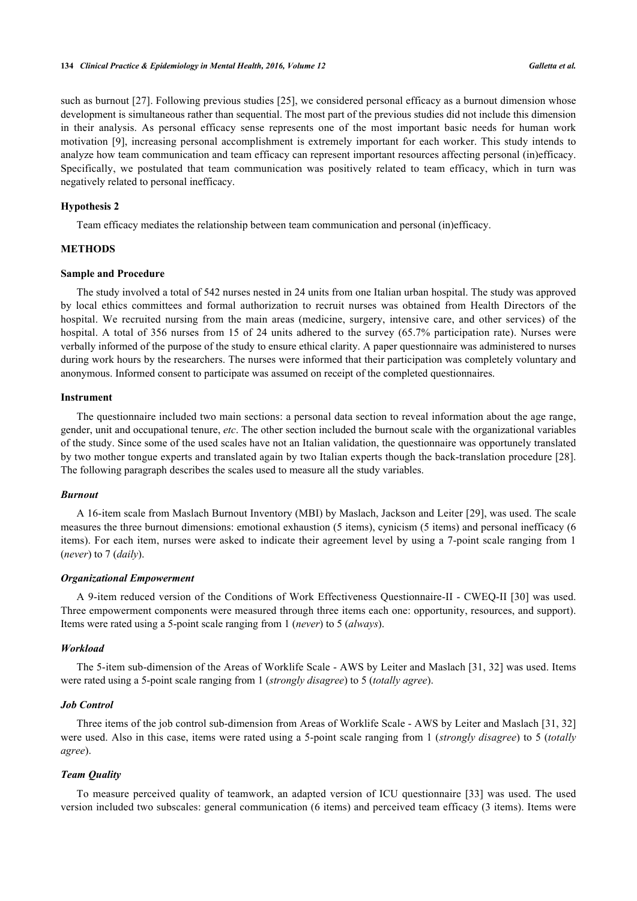such as burnout [27]. Following previous studies [25], we considered personal efficacy as a burnout dimension whose development is simultaneous rather than sequential. The most part of the previous studies did not include this dimension in their analysis. As personal efficacy sense represents one of the most important basic needs for human work motivation [9], increasing personal accomplishment is extremely important for each worker. This study intends to analyze how team communication and team efficacy can represent important resources affecting personal (in)efficacy. Specifically, we postulated that team communication was positively related to team efficacy, which in turn was negatively related to personal inefficacy.

### Hypothesis 2

Team efficacy mediates the relationship between team communication and personal (in)efficacy.

## METHODS

### Sample and Procedure

The study involved a total of 542 nurses nested in 24 units from one Italian urban hospital. The study was approved by local ethics committees and formal authorization to recruit nurses was obtained from Health Directors of the hospital. We recruited nursing from the main areas (medicine, surgery, intensive care, and other services) of the hospital. A total of 356 nurses from 15 of 24 units adhered to the survey (65.7% participation rate). Nurses were verbally informed of the purpose of the study to ensure ethical clarity. A paper questionnaire was administered to nurses during work hours by the researchers. The nurses were informed that their participation was completely voluntary and anonymous. Informed consent to participate was assumed on receipt of the completed questionnaires.

### Instrument

The questionnaire included two main sections: a personal data section to reveal information about the age range, gender, unit and occupational tenure, *etc*. The other section included the burnout scale with the organizational variables of the study. Since some of the used scales have not an Italian validation, the questionnaire was opportunely translated by two mother tongue experts and translated again by two Italian experts though the back-translation procedure [28]. The following paragraph describes the scales used to measure all the study variables.

#### *Burnout*

A 16-item scale from Maslach Burnout Inventory (MBI) by Maslach, Jackson and Leiter [29], was used. The scale measures the three burnout dimensions: emotional exhaustion (5 items), cynicism (5 items) and personal inefficacy (6 items). For each item, nurses were asked to indicate their agreement level by using a 7-point scale ranging from 1 (*never*) to 7 (*daily*).

#### *Organizational Empowerment*

A 9-item reduced version of the Conditions of Work Effectiveness Questionnaire-II - CWEQ-II [30] was used. Three empowerment components were measured through three items each one: opportunity, resources, and support). Items were rated using a 5-point scale ranging from 1 (*never*) to 5 (*always*).

#### *Workload*

The 5-item sub-dimension of the Areas of Worklife Scale - AWS by Leiter and Maslach [31, 32] was used. Items were rated using a 5-point scale ranging from 1 (*strongly disagree*) to 5 (*totally agree*).

#### *Job Control*

Three items of the job control sub-dimension from Areas of Worklife Scale - AWS by Leiter and Maslach [31, 32] were used. Also in this case, items were rated using a 5-point scale ranging from 1 (*strongly disagree*) to 5 (*totally agree*).

#### *Team Quality*

To measure perceived quality of teamwork, an adapted version of ICU questionnaire [33] was used. The used version included two subscales: general communication (6 items) and perceived team efficacy (3 items). Items were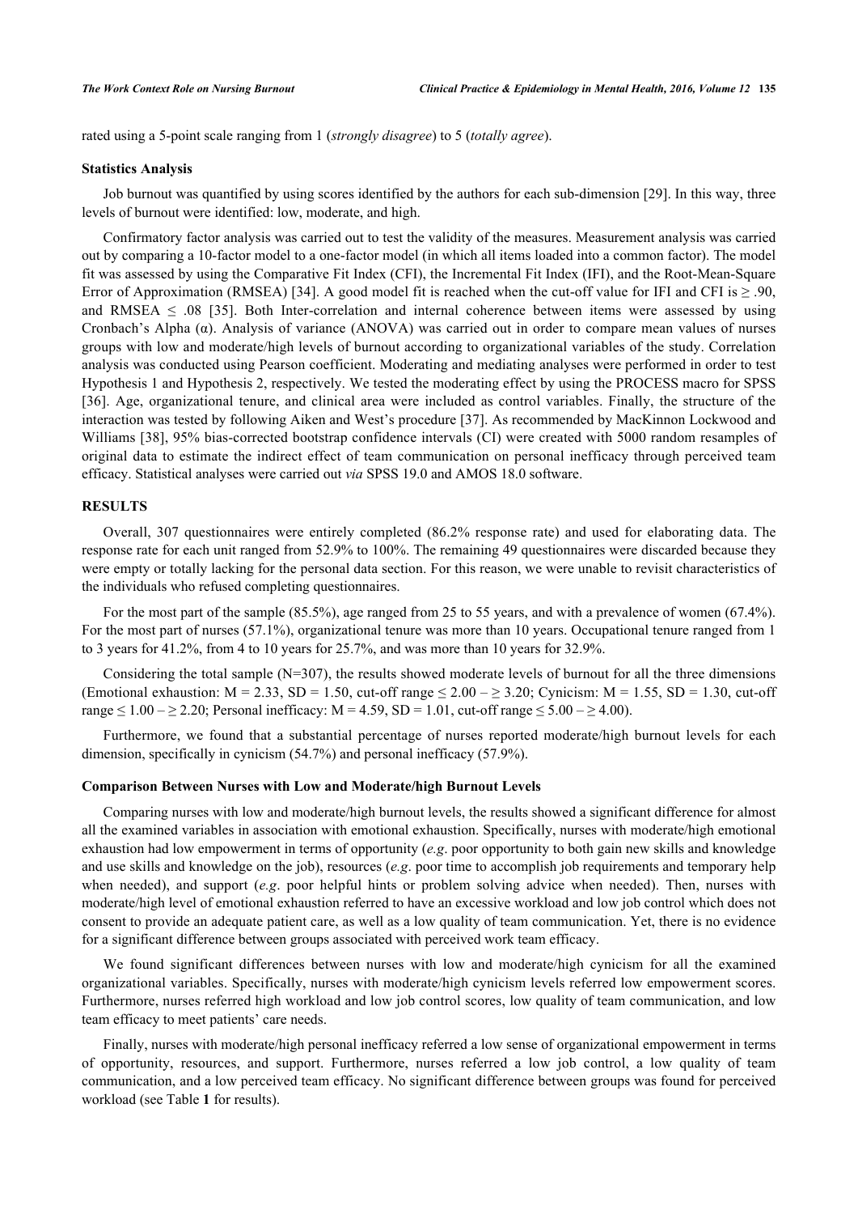rated using a 5-point scale ranging from 1 (*strongly disagree*) to 5 (*totally agree*).

### Statistics Analysis

Job burnout was quantified by using scores identified by the authors for each sub-dimension [29]. In this way, three levels of burnout were identified: low, moderate, and high.

Confirmatory factor analysis was carried out to test the validity of the measures. Measurement analysis was carried out by comparing a 10-factor model to a one-factor model (in which all items loaded into a common factor). The model fit was assessed by using the Comparative Fit Index (CFI), the Incremental Fit Index (IFI), and the Root-Mean-Square Error of Approximation (RMSEA) [34]. A good model fit is reached when the cut-off value for IFI and CFI is $\geq .90$, and RMSEA $\leq .08$ [35]. Both Inter-correlation and internal coherence between items were assessed by using Cronbach's Alpha ($\alpha$). Analysis of variance (ANOVA) was carried out in order to compare mean values of nurses groups with low and moderate/high levels of burnout according to organizational variables of the study. Correlation analysis was conducted using Pearson coefficient. Moderating and mediating analyses were performed in order to test Hypothesis 1 and Hypothesis 2, respectively. We tested the moderating effect by using the PROCESS macro for SPSS [36]. Age, organizational tenure, and clinical area were included as control variables. Finally, the structure of the interaction was tested by following Aiken and West's procedure [37]. As recommended by MacKinnon Lockwood and Williams [38], 95% bias-corrected bootstrap confidence intervals (CI) were created with 5000 random resamples of original data to estimate the indirect effect of team communication on personal inefficacy through perceived team efficacy. Statistical analyses were carried out *via* SPSS 19.0 and AMOS 18.0 software.

## RESULTS

Overall, 307 questionnaires were entirely completed (86.2% response rate) and used for elaborating data. The response rate for each unit ranged from 52.9% to 100%. The remaining 49 questionnaires were discarded because they were empty or totally lacking for the personal data section. For this reason, we were unable to revisit characteristics of the individuals who refused completing questionnaires.

For the most part of the sample (85.5%), age ranged from 25 to 55 years, and with a prevalence of women (67.4%). For the most part of nurses (57.1%), organizational tenure was more than 10 years. Occupational tenure ranged from 1 to 3 years for 41.2%, from 4 to 10 years for 25.7%, and was more than 10 years for 32.9%.

Considering the total sample (N=307), the results showed moderate levels of burnout for all the three dimensions (Emotional exhaustion: $M = 2.33$, $SD = 1.50$, cut-off range $\leq 2.00 - \geq 3.20$; Cynicism: $M = 1.55$, $SD = 1.30$, cut-off range $\leq 1.00 - \geq 2.20$; Personal inefficacy: $M = 4.59$, $SD = 1.01$, cut-off range $\leq 5.00 - \geq 4.00$).

Furthermore, we found that a substantial percentage of nurses reported moderate/high burnout levels for each dimension, specifically in cynicism (54.7%) and personal inefficacy (57.9%).

### Comparison Between Nurses with Low and Moderate/high Burnout Levels

Comparing nurses with low and moderate/high burnout levels, the results showed a significant difference for almost all the examined variables in association with emotional exhaustion. Specifically, nurses with moderate/high emotional exhaustion had low empowerment in terms of opportunity (*e.g*. poor opportunity to both gain new skills and knowledge and use skills and knowledge on the job), resources (*e.g*. poor time to accomplish job requirements and temporary help when needed), and support (*e.g*. poor helpful hints or problem solving advice when needed). Then, nurses with moderate/high level of emotional exhaustion referred to have an excessive workload and low job control which does not consent to provide an adequate patient care, as well as a low quality of team communication. Yet, there is no evidence for a significant difference between groups associated with perceived work team efficacy.

We found significant differences between nurses with low and moderate/high cynicism for all the examined organizational variables. Specifically, nurses with moderate/high cynicism levels referred low empowerment scores. Furthermore, nurses referred high workload and low job control scores, low quality of team communication, and low team efficacy to meet patients' care needs.

Finally, nurses with moderate/high personal inefficacy referred a low sense of organizational empowerment in terms of opportunity, resources, and support. Furthermore, nurses referred a low job control, a low quality of team communication, and a low perceived team efficacy. No significant difference between groups was found for perceived workload (see Table **1** for results).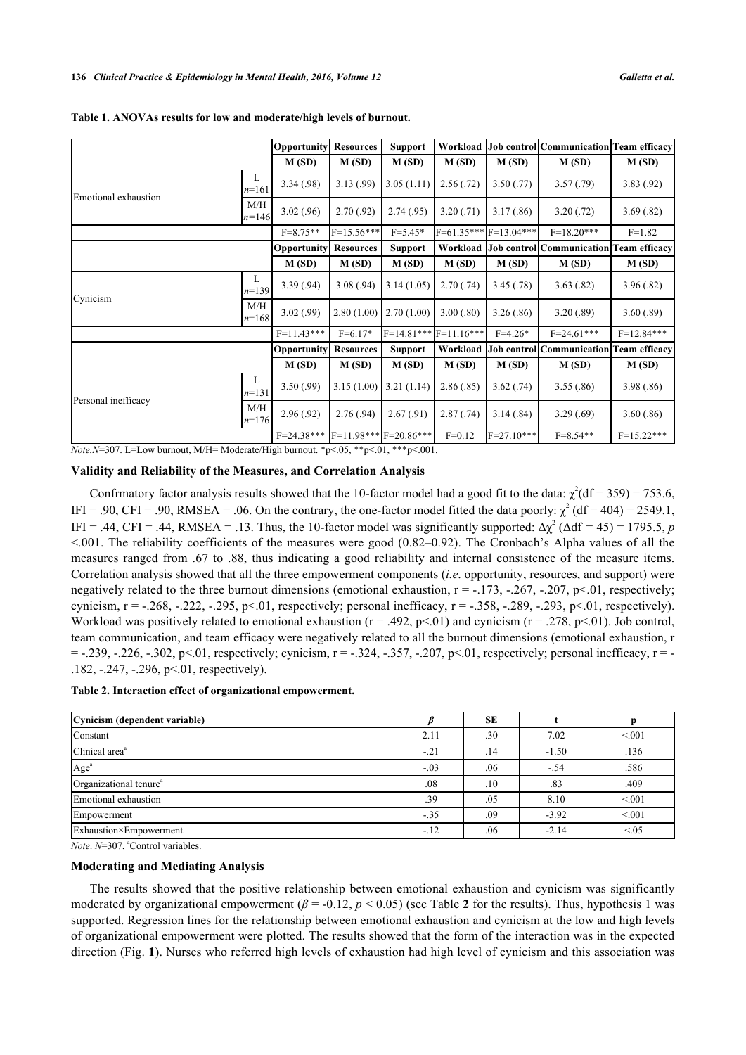**Table 1. ANOVAs results for low and moderate/high levels of burnout.**

| | | Opportunity | Resources | Support | Workload | Job control | Communication | Team efficacy |
|---|---|---|---|---|---|---|---|---|
| | | M (SD) | M (SD) | M (SD) | M (SD) | M (SD) | M (SD) | M (SD) |
| Emotional exhaustion | L $n$=161 | 3.34 (.98) | 3.13 (.99) | 3.05 (1.11) | 2.56 (.72) | 3.50 (.77) | 3.57 (.79) | 3.83 (.92) |
| | M/H $n$=146 | 3.02 (.96) | 2.70 (.92) | 2.74 (.95) | 3.20 (.71) | 3.17 (.86) | 3.20 (.72) | 3.69 (.82) |
| | | F=8.75** | F=15.56*** | F=5.45* | F=61.35*** | F=13.04*** | F=18.20*** | F=1.82 |
| | | Opportunity | Resources | Support | Workload | Job control | Communication | Team efficacy |
| | | M (SD) | M (SD) | M (SD) | M (SD) | M (SD) | M (SD) | M (SD) |
| Cynicism | L $n$=139 | 3.39 (.94) | 3.08 (.94) | 3.14 (1.05) | 2.70 (.74) | 3.45 (.78) | 3.63 (.82) | 3.96 (.82) |
| | M/H $n$=168 | 3.02 (.99) | 2.80 (1.00) | 2.70 (1.00) | 3.00 (.80) | 3.26 (.86) | 3.20 (.89) | 3.60 (.89) |
| | | F=11.43*** | F=6.17* | F=14.81*** | F=11.16*** | F=4.26* | F=24.61*** | F=12.84*** |
| | | Opportunity | Resources | Support | Workload | Job control | Communication | Team efficacy |
| | | M (SD) | M (SD) | M (SD) | M (SD) | M (SD) | M (SD) | M (SD) |
| Personal inefficacy | L $n$=131 | 3.50 (.99) | 3.15 (1.00) | 3.21 (1.14) | 2.86 (.85) | 3.62 (.74) | 3.55 (.86) | 3.98 (.86) |
| | M/H $n$=176 | 2.96 (.92) | 2.76 (.94) | 2.67 (.91) | 2.87 (.74) | 3.14 (.84) | 3.29 (.69) | 3.60 (.86) |
| | | F=24.38*** | F=11.98*** | F=20.86*** | F=0.12 | F=27.10*** | F=8.54** | F=15.22*** |

*Note.N*=307. L=Low burnout, M/H= Moderate/High burnout. *p<.05, **p<.01, ***p<.001.

### Validity and Reliability of the Measures, and Correlation Analysis

Confrmatory factor analysis results showed that the 10-factor model had a good fit to the data: $\chi^2$(df = 359) = 753.6, IFI = .90, CFI = .90, RMSEA = .06. On the contrary, the one-factor model fitted the data poorly: $\chi^2$ (df = 404) = 2549.1, IFI = .44, CFI = .44, RMSEA = .13. Thus, the 10-factor model was significantly supported: $\Delta\chi^2$ ($\Delta$df = 45) = 1795.5, $p$ <.001. The reliability coefficients of the measures were good (0.82–0.92). The Cronbach's Alpha values of all the measures ranged from .67 to .88, thus indicating a good reliability and internal consistence of the measure items. Correlation analysis showed that all the three empowerment components (*i.e*. opportunity, resources, and support) were negatively related to the three burnout dimensions (emotional exhaustion, r = -.173, -.267, -.207, p<.01, respectively; cynicism, r = -.268, -.222, -.295, p<.01, respectively; personal inefficacy, r = -.358, -.289, -.293, p<.01, respectively). Workload was positively related to emotional exhaustion (r = .492, p<.01) and cynicism (r = .278, p<.01). Job control, team communication, and team efficacy were negatively related to all the burnout dimensions (emotional exhaustion, r = -.239, -.226, -.302, p<.01, respectively; cynicism, r = -.324, -.357, -.207, p<.01, respectively; personal inefficacy, r = -.182, -.247, -.296, p<.01, respectively).

**Table 2. Interaction effect of organizational empowerment.**

| Cynicism (dependent variable) | $\beta$ | SE | t | p |
|---|---|---|---|---|
| Constant | 2.11 | .30 | 7.02 | <.001 |
| Clinical area[a] | -.21 | .14 | -1.50 | .136 |
| Age[a] | -.03 | .06 | -.54 | .586 |
| Organizational tenure[a] | .08 | .10 | .83 | .409 |
| Emotional exhaustion | .39 | .05 | 8.10 | <.001 |
| Empowerment | -.35 | .09 | -3.92 | <.001 |
| Exhaustion×Empowerment | -.12 | .06 | -2.14 | <.05 |

*Note*. *N*=307. [a]Control variables.

### Moderating and Mediating Analysis

The results showed that the positive relationship between emotional exhaustion and cynicism was significantly moderated by organizational empowerment ($\beta$ = -0.12, $p$ < 0.05) (see Table **2** for the results). Thus, hypothesis 1 was supported. Regression lines for the relationship between emotional exhaustion and cynicism at the low and high levels of organizational empowerment were plotted. The results showed that the form of the interaction was in the expected direction (Fig. **1**). Nurses who referred high levels of exhaustion had high level of cynicism and this association was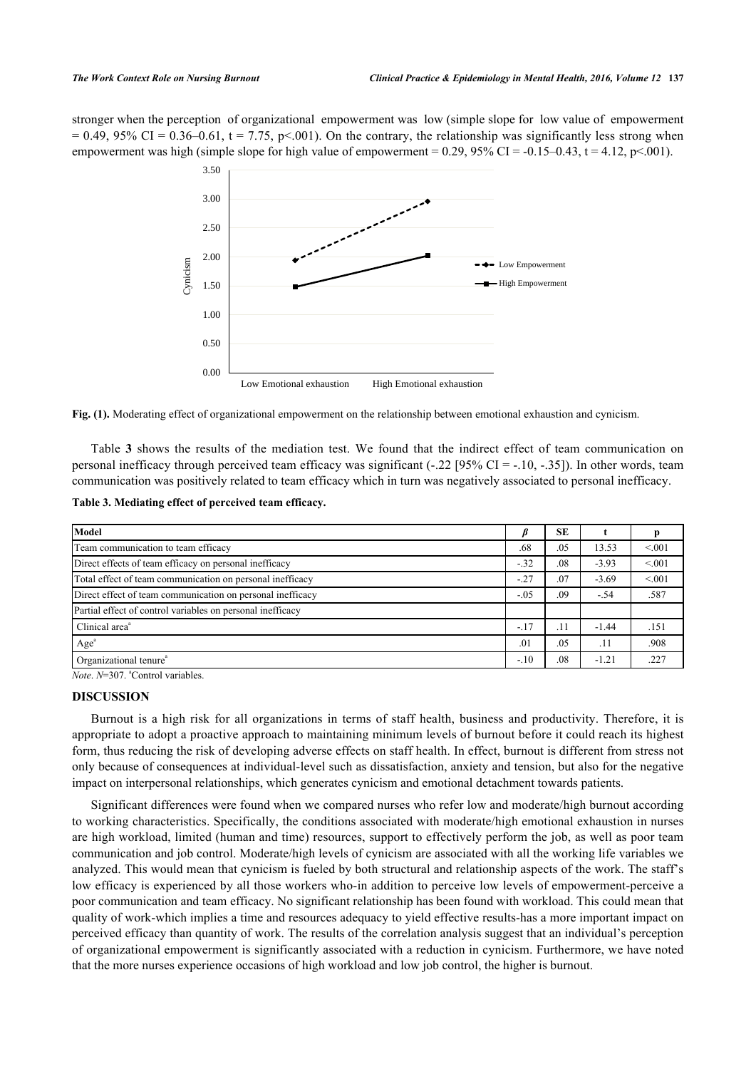stronger when the perception of organizational empowerment was low (simple slope for low value of empowerment = 0.49, 95% CI = 0.36–0.61, t = 7.75, p<.001). On the contrary, the relationship was significantly less strong when empowerment was high (simple slope for high value of empowerment = 0.29, 95% CI = -0.15–0.43, t = 4.12, p<.001).

**Fig. (1).** Moderating effect of organizational empowerment on the relationship between emotional exhaustion and cynicism.

Table **3** shows the results of the mediation test. We found that the indirect effect of team communication on personal inefficacy through perceived team efficacy was significant (-.22 [95% CI = -.10, -.35]). In other words, team communication was positively related to team efficacy which in turn was negatively associated to personal inefficacy.

**Table 3. Mediating effect of perceived team efficacy.**

| Model | *β* | SE | t | p |
|---|---|---|---|---|
| Team communication to team efficacy | .68 | .05 | 13.53 | <.001 |
| Direct effects of team efficacy on personal inefficacy | -.32 | .08 | -3.93 | <.001 |
| Total effect of team communication on personal inefficacy | -.27 | .07 | -3.69 | <.001 |
| Direct effect of team communication on personal inefficacy | -.05 | .09 | -.54 | .587 |
| Partial effect of control variables on personal inefficacy | | | | |
| Clinical area[a] | -.17 | .11 | -1.44 | .151 |
| Age[a] | .01 | .05 | .11 | .908 |
| Organizational tenure[a] | -.10 | .08 | -1.21 | .227 |

*Note*. *N*=307. [a]Control variables.

## DISCUSSION

Burnout is a high risk for all organizations in terms of staff health, business and productivity. Therefore, it is appropriate to adopt a proactive approach to maintaining minimum levels of burnout before it could reach its highest form, thus reducing the risk of developing adverse effects on staff health. In effect, burnout is different from stress not only because of consequences at individual-level such as dissatisfaction, anxiety and tension, but also for the negative impact on interpersonal relationships, which generates cynicism and emotional detachment towards patients.

Significant differences were found when we compared nurses who refer low and moderate/high burnout according to working characteristics. Specifically, the conditions associated with moderate/high emotional exhaustion in nurses are high workload, limited (human and time) resources, support to effectively perform the job, as well as poor team communication and job control. Moderate/high levels of cynicism are associated with all the working life variables we analyzed. This would mean that cynicism is fueled by both structural and relationship aspects of the work. The staff's low efficacy is experienced by all those workers who-in addition to perceive low levels of empowerment-perceive a poor communication and team efficacy. No significant relationship has been found with workload. This could mean that quality of work-which implies a time and resources adequacy to yield effective results-has a more important impact on perceived efficacy than quantity of work. The results of the correlation analysis suggest that an individual's perception of organizational empowerment is significantly associated with a reduction in cynicism. Furthermore, we have noted that the more nurses experience occasions of high workload and low job control, the higher is burnout.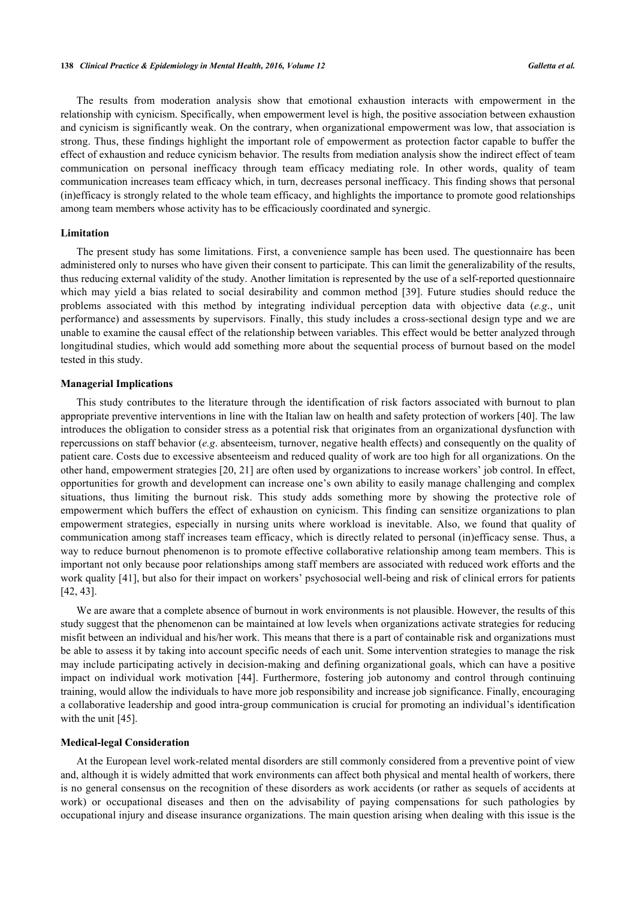The results from moderation analysis show that emotional exhaustion interacts with empowerment in the relationship with cynicism. Specifically, when empowerment level is high, the positive association between exhaustion and cynicism is significantly weak. On the contrary, when organizational empowerment was low, that association is strong. Thus, these findings highlight the important role of empowerment as protection factor capable to buffer the effect of exhaustion and reduce cynicism behavior. The results from mediation analysis show the indirect effect of team communication on personal inefficacy through team efficacy mediating role. In other words, quality of team communication increases team efficacy which, in turn, decreases personal inefficacy. This finding shows that personal (in)efficacy is strongly related to the whole team efficacy, and highlights the importance to promote good relationships among team members whose activity has to be efficaciously coordinated and synergic.

### Limitation

The present study has some limitations. First, a convenience sample has been used. The questionnaire has been administered only to nurses who have given their consent to participate. This can limit the generalizability of the results, thus reducing external validity of the study. Another limitation is represented by the use of a self-reported questionnaire which may yield a bias related to social desirability and common method [39]. Future studies should reduce the problems associated with this method by integrating individual perception data with objective data (*e.g*., unit performance) and assessments by supervisors. Finally, this study includes a cross-sectional design type and we are unable to examine the causal effect of the relationship between variables. This effect would be better analyzed through longitudinal studies, which would add something more about the sequential process of burnout based on the model tested in this study.

### Managerial Implications

This study contributes to the literature through the identification of risk factors associated with burnout to plan appropriate preventive interventions in line with the Italian law on health and safety protection of workers [40]. The law introduces the obligation to consider stress as a potential risk that originates from an organizational dysfunction with repercussions on staff behavior (*e.g*. absenteeism, turnover, negative health effects) and consequently on the quality of patient care. Costs due to excessive absenteeism and reduced quality of work are too high for all organizations. On the other hand, empowerment strategies [20, 21] are often used by organizations to increase workers' job control. In effect, opportunities for growth and development can increase one's own ability to easily manage challenging and complex situations, thus limiting the burnout risk. This study adds something more by showing the protective role of empowerment which buffers the effect of exhaustion on cynicism. This finding can sensitize organizations to plan empowerment strategies, especially in nursing units where workload is inevitable. Also, we found that quality of communication among staff increases team efficacy, which is directly related to personal (in)efficacy sense. Thus, a way to reduce burnout phenomenon is to promote effective collaborative relationship among team members. This is important not only because poor relationships among staff members are associated with reduced work efforts and the work quality [41], but also for their impact on workers' psychosocial well-being and risk of clinical errors for patients [42, 43].

We are aware that a complete absence of burnout in work environments is not plausible. However, the results of this study suggest that the phenomenon can be maintained at low levels when organizations activate strategies for reducing misfit between an individual and his/her work. This means that there is a part of containable risk and organizations must be able to assess it by taking into account specific needs of each unit. Some intervention strategies to manage the risk may include participating actively in decision-making and defining organizational goals, which can have a positive impact on individual work motivation [44]. Furthermore, fostering job autonomy and control through continuing training, would allow the individuals to have more job responsibility and increase job significance. Finally, encouraging a collaborative leadership and good intra-group communication is crucial for promoting an individual's identification with the unit [45].

### Medical-legal Consideration

At the European level work-related mental disorders are still commonly considered from a preventive point of view and, although it is widely admitted that work environments can affect both physical and mental health of workers, there is no general consensus on the recognition of these disorders as work accidents (or rather as sequels of accidents at work) or occupational diseases and then on the advisability of paying compensations for such pathologies by occupational injury and disease insurance organizations. The main question arising when dealing with this issue is the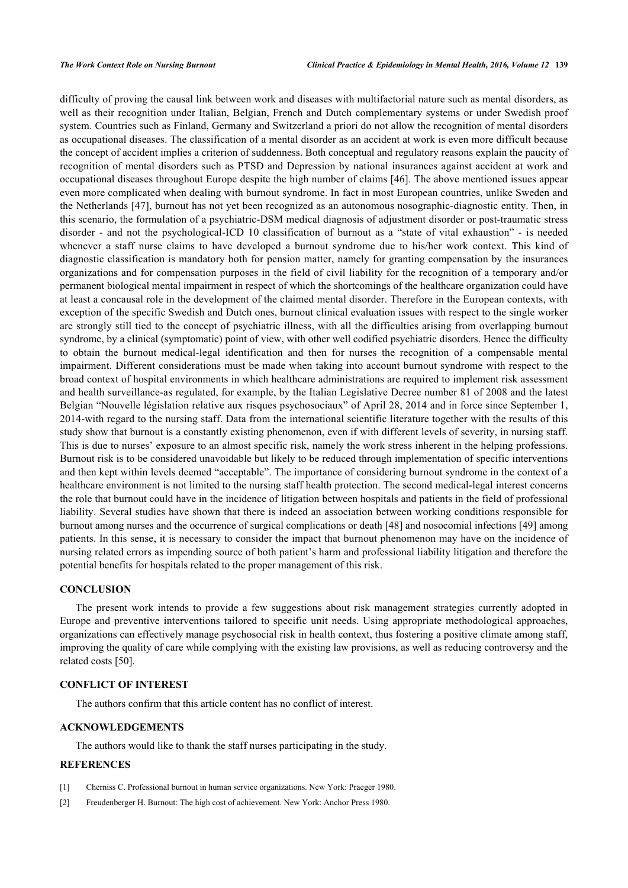difficulty of proving the causal link between work and diseases with multifactorial nature such as mental disorders, as well as their recognition under Italian, Belgian, French and Dutch complementary systems or under Swedish proof system. Countries such as Finland, Germany and Switzerland a priori do not allow the recognition of mental disorders as occupational diseases. The classification of a mental disorder as an accident at work is even more difficult because the concept of accident implies a criterion of suddenness. Both conceptual and regulatory reasons explain the paucity of recognition of mental disorders such as PTSD and Depression by national insurances against accident at work and occupational diseases throughout Europe despite the high number of claims [46]. The above mentioned issues appear even more complicated when dealing with burnout syndrome. In fact in most European countries, unlike Sweden and the Netherlands [47], burnout has not yet been recognized as an autonomous nosographic-diagnostic entity. Then, in this scenario, the formulation of a psychiatric-DSM medical diagnosis of adjustment disorder or post-traumatic stress disorder - and not the psychological-ICD 10 classification of burnout as a "state of vital exhaustion" - is needed whenever a staff nurse claims to have developed a burnout syndrome due to his/her work context. This kind of diagnostic classification is mandatory both for pension matter, namely for granting compensation by the insurances organizations and for compensation purposes in the field of civil liability for the recognition of a temporary and/or permanent biological mental impairment in respect of which the shortcomings of the healthcare organization could have at least a concausal role in the development of the claimed mental disorder. Therefore in the European contexts, with exception of the specific Swedish and Dutch ones, burnout clinical evaluation issues with respect to the single worker are strongly still tied to the concept of psychiatric illness, with all the difficulties arising from overlapping burnout syndrome, by a clinical (symptomatic) point of view, with other well codified psychiatric disorders. Hence the difficulty to obtain the burnout medical-legal identification and then for nurses the recognition of a compensable mental impairment. Different considerations must be made when taking into account burnout syndrome with respect to the broad context of hospital environments in which healthcare administrations are required to implement risk assessment and health surveillance-as regulated, for example, by the Italian Legislative Decree number 81 of 2008 and the latest Belgian "Nouvelle législation relative aux risques psychosociaux" of April 28, 2014 and in force since September 1, 2014-with regard to the nursing staff. Data from the international scientific literature together with the results of this study show that burnout is a constantly existing phenomenon, even if with different levels of severity, in nursing staff. This is due to nurses' exposure to an almost specific risk, namely the work stress inherent in the helping professions. Burnout risk is to be considered unavoidable but likely to be reduced through implementation of specific interventions and then kept within levels deemed "acceptable". The importance of considering burnout syndrome in the context of a healthcare environment is not limited to the nursing staff health protection. The second medical-legal interest concerns the role that burnout could have in the incidence of litigation between hospitals and patients in the field of professional liability. Several studies have shown that there is indeed an association between working conditions responsible for burnout among nurses and the occurrence of surgical complications or death [48] and nosocomial infections [49] among patients. In this sense, it is necessary to consider the impact that burnout phenomenon may have on the incidence of nursing related errors as impending source of both patient's harm and professional liability litigation and therefore the potential benefits for hospitals related to the proper management of this risk.

## CONCLUSION

The present work intends to provide a few suggestions about risk management strategies currently adopted in Europe and preventive interventions tailored to specific unit needs. Using appropriate methodological approaches, organizations can effectively manage psychosocial risk in health context, thus fostering a positive climate among staff, improving the quality of care while complying with the existing law provisions, as well as reducing controversy and the related costs [50].

## CONFLICT OF INTEREST

The authors confirm that this article content has no conflict of interest.

## ACKNOWLEDGEMENTS

The authors would like to thank the staff nurses participating in the study.

## REFERENCES

[1] Cherniss C. Professional burnout in human service organizations. New York: Praeger 1980.

[2] Freudenberger H. Burnout: The high cost of achievement. New York: Anchor Press 1980.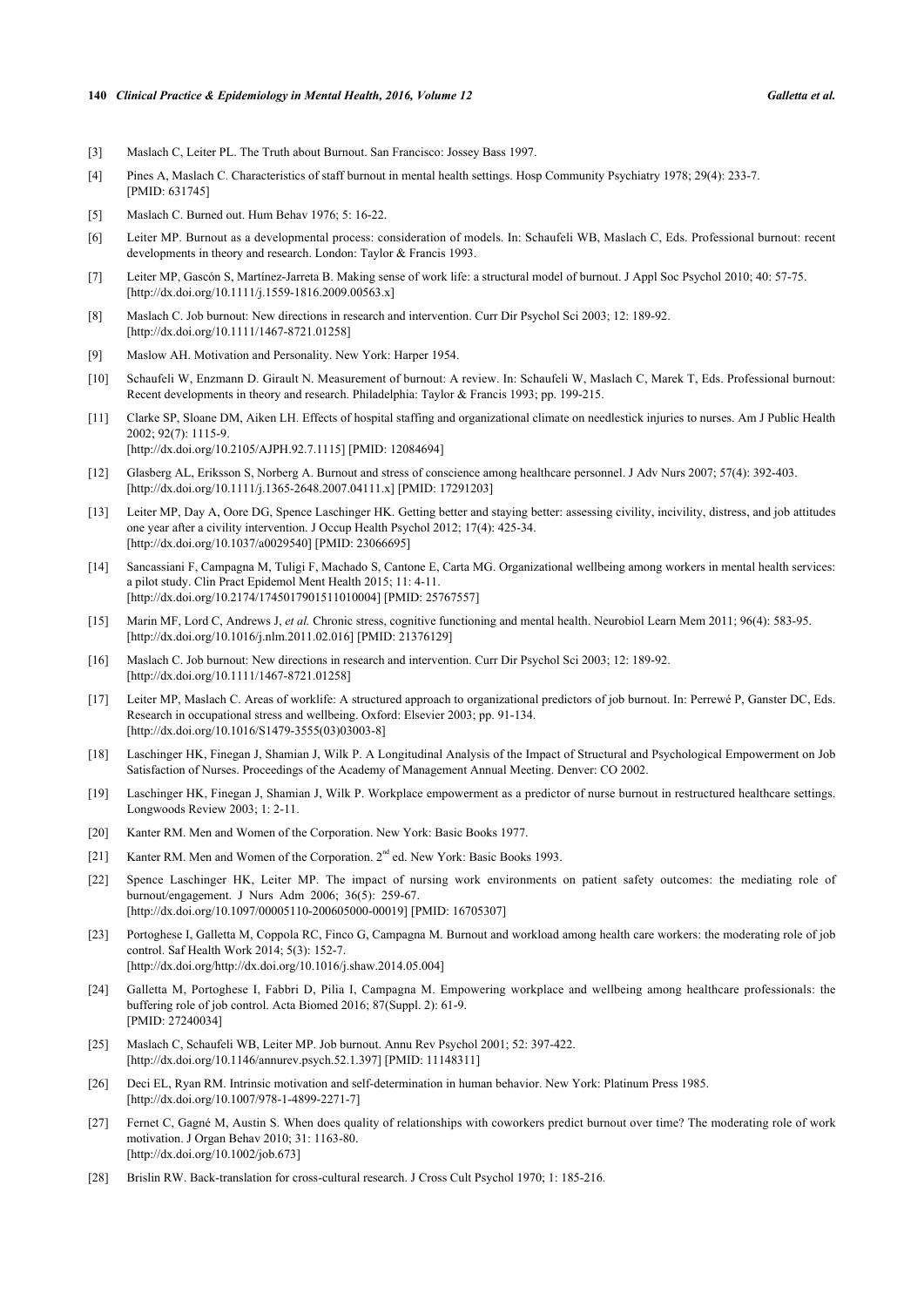[3] Maslach C, Leiter PL. The Truth about Burnout. San Francisco: Jossey Bass 1997.

[4] Pines A, Maslach C. Characteristics of staff burnout in mental health settings. Hosp Community Psychiatry 1978; 29(4): 233-7. [PMID: 631745]

[5] Maslach C. Burned out. Hum Behav 1976; 5: 16-22.

[6] Leiter MP. Burnout as a developmental process: consideration of models. In: Schaufeli WB, Maslach C, Eds. Professional burnout: recent developments in theory and research. London: Taylor & Francis 1993.

[7] Leiter MP, Gascón S, Martínez-Jarreta B. Making sense of work life: a structural model of burnout. J Appl Soc Psychol 2010; 40: 57-75. [http://dx.doi.org/10.1111/j.1559-1816.2009.00563.x]

[8] Maslach C. Job burnout: New directions in research and intervention. Curr Dir Psychol Sci 2003; 12: 189-92. [http://dx.doi.org/10.1111/1467-8721.01258]

[9] Maslow AH. Motivation and Personality. New York: Harper 1954.

[10] Schaufeli W, Enzmann D. Girault N. Measurement of burnout: A review. In: Schaufeli W, Maslach C, Marek T, Eds. Professional burnout: Recent developments in theory and research. Philadelphia: Taylor & Francis 1993; pp. 199-215.

[11] Clarke SP, Sloane DM, Aiken LH. Effects of hospital staffing and organizational climate on needlestick injuries to nurses. Am J Public Health 2002; 92(7): 1115-9. [http://dx.doi.org/10.2105/AJPH.92.7.1115] [PMID: 12084694]

[12] Glasberg AL, Eriksson S, Norberg A. Burnout and stress of conscience among healthcare personnel. J Adv Nurs 2007; 57(4): 392-403. [http://dx.doi.org/10.1111/j.1365-2648.2007.04111.x] [PMID: 17291203]

[13] Leiter MP, Day A, Oore DG, Spence Laschinger HK. Getting better and staying better: assessing civility, incivility, distress, and job attitudes one year after a civility intervention. J Occup Health Psychol 2012; 17(4): 425-34. [http://dx.doi.org/10.1037/a0029540] [PMID: 23066695]

[14] Sancassiani F, Campagna M, Tuligi F, Machado S, Cantone E, Carta MG. Organizational wellbeing among workers in mental health services: a pilot study. Clin Pract Epidemol Ment Health 2015; 11: 4-11. [http://dx.doi.org/10.2174/1745017901511010004] [PMID: 25767557]

[15] Marin MF, Lord C, Andrews J, *et al.* Chronic stress, cognitive functioning and mental health. Neurobiol Learn Mem 2011; 96(4): 583-95. [http://dx.doi.org/10.1016/j.nlm.2011.02.016] [PMID: 21376129]

[16] Maslach C. Job burnout: New directions in research and intervention. Curr Dir Psychol Sci 2003; 12: 189-92. [http://dx.doi.org/10.1111/1467-8721.01258]

[17] Leiter MP, Maslach C. Areas of worklife: A structured approach to organizational predictors of job burnout. In: Perrewé P, Ganster DC, Eds. Research in occupational stress and wellbeing. Oxford: Elsevier 2003; pp. 91-134. [http://dx.doi.org/10.1016/S1479-3555(03)03003-8]

[18] Laschinger HK, Finegan J, Shamian J, Wilk P. A Longitudinal Analysis of the Impact of Structural and Psychological Empowerment on Job Satisfaction of Nurses. Proceedings of the Academy of Management Annual Meeting. Denver: CO 2002.

[19] Laschinger HK, Finegan J, Shamian J, Wilk P. Workplace empowerment as a predictor of nurse burnout in restructured healthcare settings. Longwoods Review 2003; 1: 2-11.

[20] Kanter RM. Men and Women of the Corporation. New York: Basic Books 1977.

[21] Kanter RM. Men and Women of the Corporation. 2nd ed. New York: Basic Books 1993.

[22] Spence Laschinger HK, Leiter MP. The impact of nursing work environments on patient safety outcomes: the mediating role of burnout/engagement. J Nurs Adm 2006; 36(5): 259-67. [http://dx.doi.org/10.1097/00005110-200605000-00019] [PMID: 16705307]

[23] Portoghese I, Galletta M, Coppola RC, Finco G, Campagna M. Burnout and workload among health care workers: the moderating role of job control. Saf Health Work 2014; 5(3): 152-7. [http://dx.doi.org/http://dx.doi.org/10.1016/j.shaw.2014.05.004]

[24] Galletta M, Portoghese I, Fabbri D, Pilia I, Campagna M. Empowering workplace and wellbeing among healthcare professionals: the buffering role of job control. Acta Biomed 2016; 87(Suppl. 2): 61-9. [PMID: 27240034]

[25] Maslach C, Schaufeli WB, Leiter MP. Job burnout. Annu Rev Psychol 2001; 52: 397-422. [http://dx.doi.org/10.1146/annurev.psych.52.1.397] [PMID: 11148311]

[26] Deci EL, Ryan RM. Intrinsic motivation and self-determination in human behavior. New York: Platinum Press 1985. [http://dx.doi.org/10.1007/978-1-4899-2271-7]

[27] Fernet C, Gagné M, Austin S. When does quality of relationships with coworkers predict burnout over time? The moderating role of work motivation. J Organ Behav 2010; 31: 1163-80. [http://dx.doi.org/10.1002/job.673]

[28] Brislin RW. Back-translation for cross-cultural research. J Cross Cult Psychol 1970; 1: 185-216.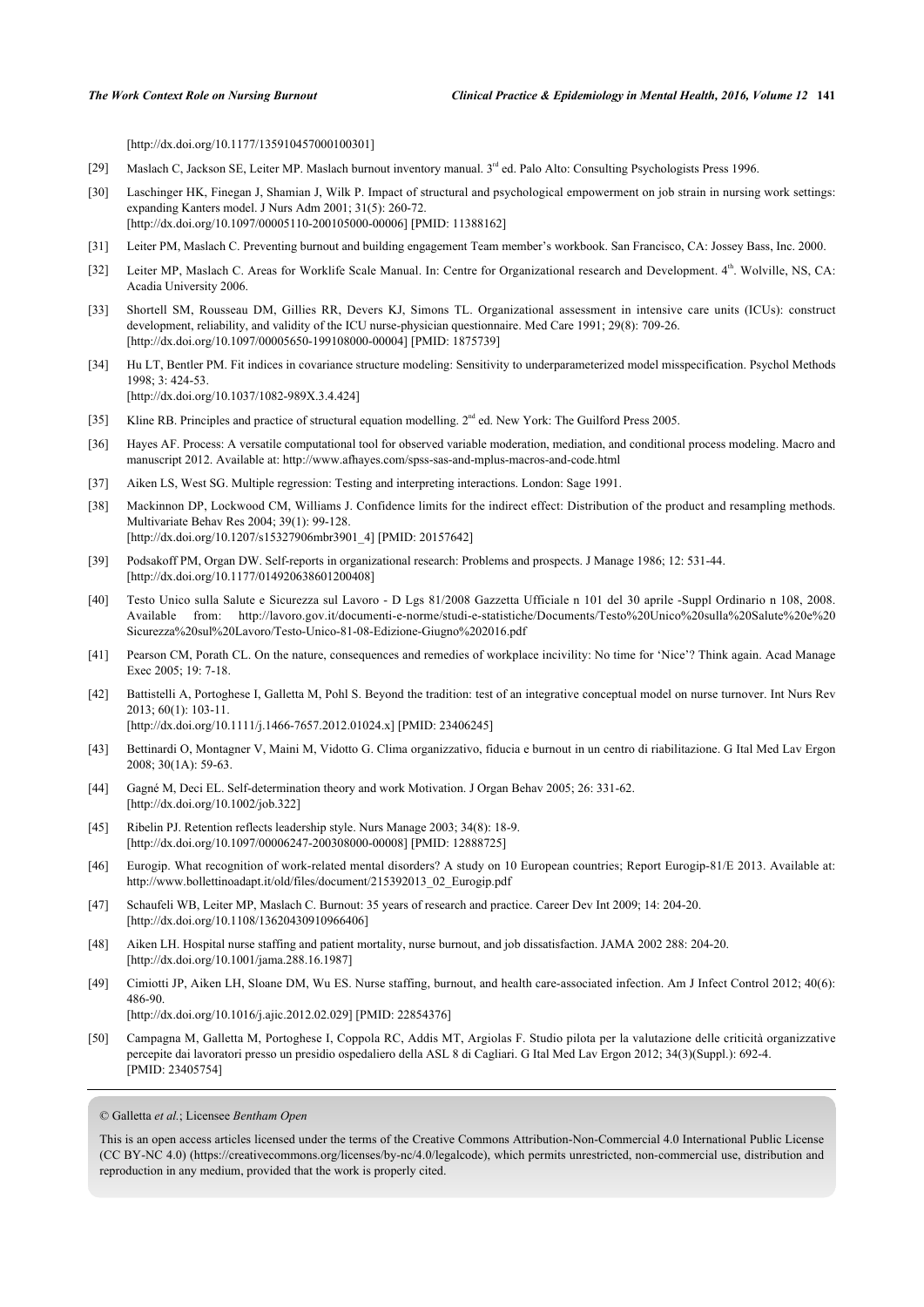[http://dx.doi.org/10.1177/135910457000100301]

[29] Maslach C, Jackson SE, Leiter MP. Maslach burnout inventory manual. 3rd ed. Palo Alto: Consulting Psychologists Press 1996.

[30] Laschinger HK, Finegan J, Shamian J, Wilk P. Impact of structural and psychological empowerment on job strain in nursing work settings: expanding Kanters model. J Nurs Adm 2001; 31(5): 260-72. [http://dx.doi.org/10.1097/00005110-200105000-00006] [PMID: 11388162]

[31] Leiter PM, Maslach C. Preventing burnout and building engagement Team member's workbook. San Francisco, CA: Jossey Bass, Inc. 2000.

[32] Leiter MP, Maslach C. Areas for Worklife Scale Manual. In: Centre for Organizational research and Development. 4th. Wolville, NS, CA: Acadia University 2006.

[33] Shortell SM, Rousseau DM, Gillies RR, Devers KJ, Simons TL. Organizational assessment in intensive care units (ICUs): construct development, reliability, and validity of the ICU nurse-physician questionnaire. Med Care 1991; 29(8): 709-26. [http://dx.doi.org/10.1097/00005650-199108000-00004] [PMID: 1875739]

[34] Hu LT, Bentler PM. Fit indices in covariance structure modeling: Sensitivity to underparameterized model misspecification. Psychol Methods 1998; 3: 424-53. [http://dx.doi.org/10.1037/1082-989X.3.4.424]

[35] Kline RB. Principles and practice of structural equation modelling. 2nd ed. New York: The Guilford Press 2005.

[36] Hayes AF. Process: A versatile computational tool for observed variable moderation, mediation, and conditional process modeling. Macro and manuscript 2012. Available at: http://www.afhayes.com/spss-sas-and-mplus-macros-and-code.html

[37] Aiken LS, West SG. Multiple regression: Testing and interpreting interactions. London: Sage 1991.

[38] Mackinnon DP, Lockwood CM, Williams J. Confidence limits for the indirect effect: Distribution of the product and resampling methods. Multivariate Behav Res 2004; 39(1): 99-128. [http://dx.doi.org/10.1207/s15327906mbr3901_4] [PMID: 20157642]

[39] Podsakoff PM, Organ DW. Self-reports in organizational research: Problems and prospects. J Manage 1986; 12: 531-44. [http://dx.doi.org/10.1177/014920638601200408]

[40] Testo Unico sulla Salute e Sicurezza sul Lavoro - D Lgs 81/2008 Gazzetta Ufficiale n 101 del 30 aprile -Suppl Ordinario n 108, 2008. Available from: http://lavoro.gov.it/documenti-e-norme/studi-e-statistiche/Documents/Testo%20Unico%20sulla%20Salute%20e%20Sicurezza%20sul%20Lavoro/Testo-Unico-81-08-Edizione-Giugno%202016.pdf

[41] Pearson CM, Porath CL. On the nature, consequences and remedies of workplace incivility: No time for 'Nice'? Think again. Acad Manage Exec 2005; 19: 7-18.

[42] Battistelli A, Portoghese I, Galletta M, Pohl S. Beyond the tradition: test of an integrative conceptual model on nurse turnover. Int Nurs Rev 2013; 60(1): 103-11. [http://dx.doi.org/10.1111/j.1466-7657.2012.01024.x] [PMID: 23406245]

[43] Bettinardi O, Montagner V, Maini M, Vidotto G. Clima organizzativo, fiducia e burnout in un centro di riabilitazione. G Ital Med Lav Ergon 2008; 30(1A): 59-63.

[44] Gagné M, Deci EL. Self-determination theory and work Motivation. J Organ Behav 2005; 26: 331-62. [http://dx.doi.org/10.1002/job.322]

[45] Ribelin PJ. Retention reflects leadership style. Nurs Manage 2003; 34(8): 18-9. [http://dx.doi.org/10.1097/00006247-200308000-00008] [PMID: 12888725]

[46] Eurogip. What recognition of work-related mental disorders? A study on 10 European countries; Report Eurogip-81/E 2013. Available at: http://www.bollettinoadapt.it/old/files/document/215392013_02_Eurogip.pdf

[47] Schaufeli WB, Leiter MP, Maslach C. Burnout: 35 years of research and practice. Career Dev Int 2009; 14: 204-20. [http://dx.doi.org/10.1108/13620430910966406]

[48] Aiken LH. Hospital nurse staffing and patient mortality, nurse burnout, and job dissatisfaction. JAMA 2002 288: 204-20. [http://dx.doi.org/10.1001/jama.288.16.1987]

[49] Cimiotti JP, Aiken LH, Sloane DM, Wu ES. Nurse staffing, burnout, and health care-associated infection. Am J Infect Control 2012; 40(6): 486-90. [http://dx.doi.org/10.1016/j.ajic.2012.02.029] [PMID: 22854376]

[50] Campagna M, Galletta M, Portoghese I, Coppola RC, Addis MT, Argiolas F. Studio pilota per la valutazione delle criticità organizzative percepite dai lavoratori presso un presidio ospedaliero della ASL 8 di Cagliari. G Ital Med Lav Ergon 2012; 34(3)(Suppl.): 692-4. [PMID: 23405754]

---

© Galletta *et al.*; Licensee *Bentham Open*

This is an open access articles licensed under the terms of the Creative Commons Attribution-Non-Commercial 4.0 International Public License (CC BY-NC 4.0) (https://creativecommons.org/licenses/by-nc/4.0/legalcode), which permits unrestricted, non-commercial use, distribution and reproduction in any medium, provided that the work is properly cited.